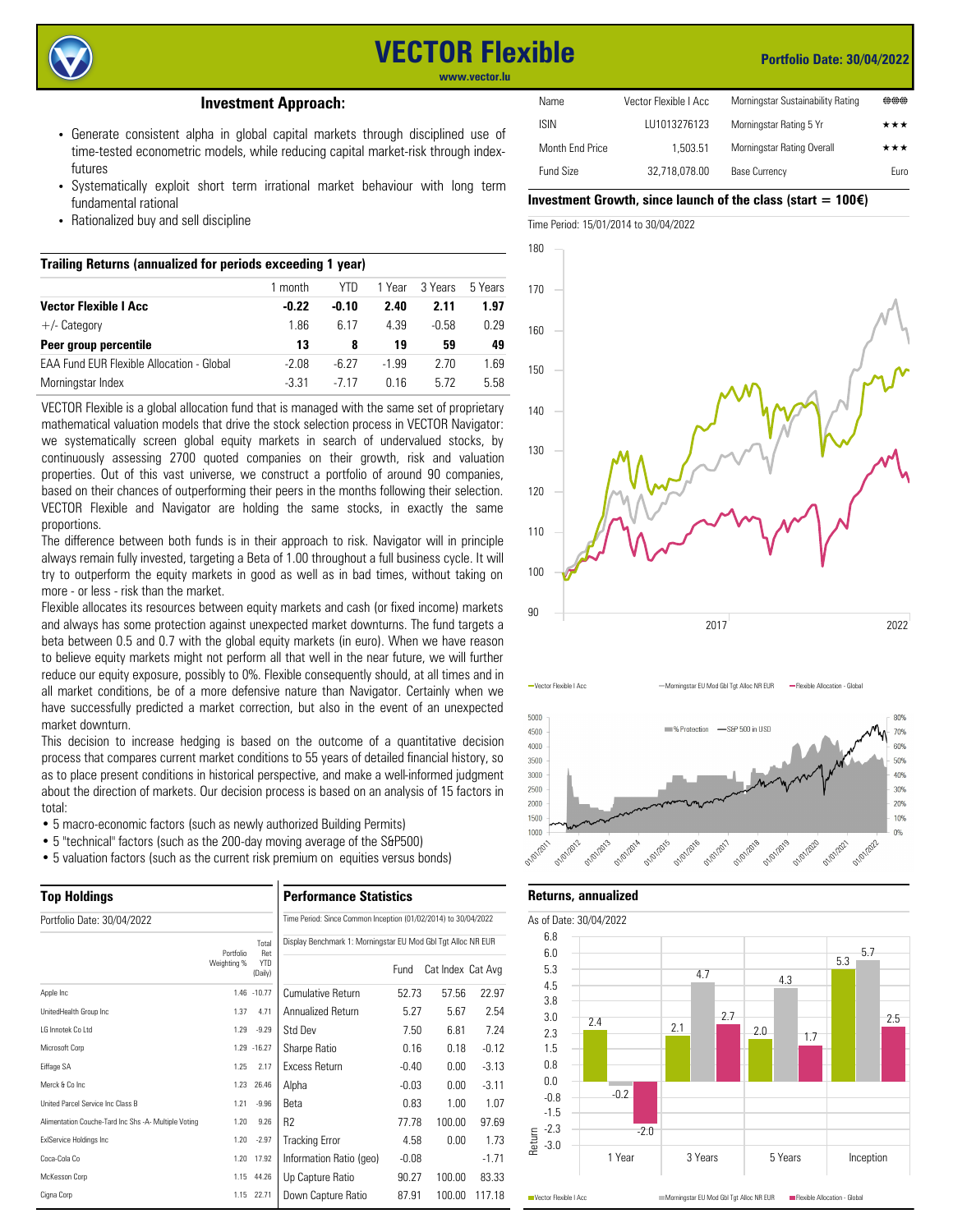# VECTOR Flexible

www.vector.lu

**Portfolio Date: 30/04/2022**

## Investment Approach:

- Generate consistent alpha in global capital markets through disciplined use of time-tested econometric models, while reducing capital market-risk through index-futures
- Systematically exploit short term irrational market behaviour with long term fundamental rational
- Rationalized buy and sell discipline

| Name | Vector Flexible I Acc | Morningstar Sustainability Rating | ⊕⊕⊕ |
|---|---|---|---|
| ISIN | LU1013276123 | Morningstar Rating 5 Yr | ★★★ |
| Month End Price | 1,503.51 | Morningstar Rating Overall | ★★★ |
| Fund Size | 32,718,078.00 | Base Currency | Euro |

### Trailing Returns (annualized for periods exceeding 1 year)

| | 1 month | YTD | 1 Year | 3 Years | 5 Years |
|---|---|---|---|---|---|
| **Vector Flexible I Acc** | **-0.22** | **-0.10** | **2.40** | **2.11** | **1.97** |
| +/- Category | 1.86 | 6.17 | 4.39 | -0.58 | 0.29 |
| **Peer group percentile** | **13** | **8** | **19** | **59** | **49** |
| EAA Fund EUR Flexible Allocation - Global | -2.08 | -6.27 | -1.99 | 2.70 | 1.69 |
| Morningstar Index | -3.31 | -7.17 | 0.16 | 5.72 | 5.58 |

VECTOR Flexible is a global allocation fund that is managed with the same set of proprietary mathematical valuation models that drive the stock selection process in VECTOR Navigator: we systematically screen global equity markets in search of undervalued stocks, by continuously assessing 2700 quoted companies on their growth, risk and valuation properties. Out of this vast universe, we construct a portfolio of around 90 companies, based on their chances of outperforming their peers in the months following their selection. VECTOR Flexible and Navigator are holding the same stocks, in exactly the same proportions.

The difference between both funds is in their approach to risk. Navigator will in principle always remain fully invested, targeting a Beta of 1.00 throughout a full business cycle. It will try to outperform the equity markets in good as well as in bad times, without taking on more - or less - risk than the market.

Flexible allocates its resources between equity markets and cash (or fixed income) markets and always has some protection against unexpected market downturns. The fund targets a beta between 0.5 and 0.7 with the global equity markets (in euro). When we have reason to believe equity markets might not perform all that well in the near future, we will further reduce our equity exposure, possibly to 0%. Flexible consequently should, at all times and in all market conditions, be of a more defensive nature than Navigator. Certainly when we have successfully predicted a market correction, but also in the event of an unexpected market downturn.

This decision to increase hedging is based on the outcome of a quantitative decision process that compares current market conditions to 55 years of detailed financial history, so as to place present conditions in historical perspective, and make a well-informed judgment about the direction of markets. Our decision process is based on an analysis of 15 factors in total:

- 5 macro-economic factors (such as newly authorized Building Permits)
- 5 "technical" factors (such as the 200-day moving average of the S&P500)
- 5 valuation factors (such as the current risk premium on equities versus bonds)

### Investment Growth, since launch of the class (start = 100€)

Time Period: 15/01/2014 to 30/04/2022

Legend: Vector Flexible I Acc; Morningstar EU Mod Gbl Tgt Alloc NR EUR; Flexible Allocation - Global

Legend: % Protection; S&P 500 in USD

### Top Holdings

Portfolio Date: 30/04/2022

| | Portfolio Weighting % | Total Ret YTD (Daily) |
|---|---|---|
| Apple Inc | 1.46 | -10.77 |
| UnitedHealth Group Inc | 1.37 | 4.71 |
| LG Innotek Co Ltd | 1.29 | -9.29 |
| Microsoft Corp | 1.29 | -16.27 |
| Eiffage SA | 1.25 | 2.17 |
| Merck & Co Inc | 1.23 | 26.46 |
| United Parcel Service Inc Class B | 1.21 | -9.96 |
| Alimentation Couche-Tard Inc Shs -A- Multiple Voting | 1.20 | 9.26 |
| ExlService Holdings Inc | 1.20 | -2.97 |
| Coca-Cola Co | 1.20 | 17.92 |
| McKesson Corp | 1.15 | 44.26 |
| Cigna Corp | 1.15 | 22.71 |

### Performance Statistics

Time Period: Since Common Inception (01/02/2014) to 30/04/2022

Display Benchmark 1: Morningstar EU Mod Gbl Tgt Alloc NR EUR

| | Fund | Cat Index | Cat Avg |
|---|---|---|---|
| Cumulative Return | 52.73 | 57.56 | 22.97 |
| Annualized Return | 5.27 | 5.67 | 2.54 |
| Std Dev | 7.50 | 6.81 | 7.24 |
| Sharpe Ratio | 0.16 | 0.18 | -0.12 |
| Excess Return | -0.40 | 0.00 | -3.13 |
| Alpha | -0.03 | 0.00 | -3.11 |
| Beta | 0.83 | 1.00 | 1.07 |
| R2 | 77.78 | 100.00 | 97.69 |
| Tracking Error | 4.58 | 0.00 | 1.73 |
| Information Ratio (geo) | -0.08 | | -1.71 |
| Up Capture Ratio | 90.27 | 100.00 | 83.33 |
| Down Capture Ratio | 87.91 | 100.00 | 117.18 |

### Returns, annualized

As of Date: 30/04/2022

| | 1 Year | 3 Years | 5 Years | Inception |
|---|---|---|---|---|
| Vector Flexible I Acc | 2.4 | 2.1 | 2.0 | 5.3 |
| Morningstar EU Mod Gbl Tgt Alloc NR EUR | -0.2 | 4.7 | 4.3 | 5.7 |
| Flexible Allocation - Global | -2.0 | 2.7 | 1.7 | 2.5 |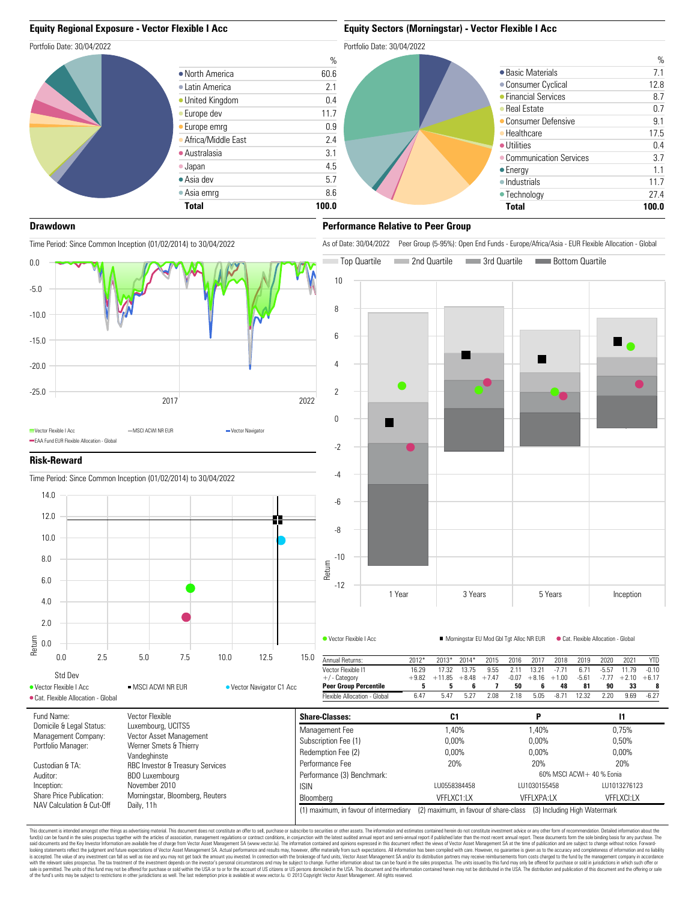## Equity Regional Exposure - Vector Flexible I Acc

Portfolio Date: 30/04/2022

| | % |
|---|---|
| North America | 60.6 |
| Latin America | 2.1 |
| United Kingdom | 0.4 |
| Europe dev | 11.7 |
| Europe emrg | 0.9 |
| Africa/Middle East | 2.4 |
| Australasia | 3.1 |
| Japan | 4.5 |
| Asia dev | 5.7 |
| Asia emrg | 8.6 |
| **Total** | **100.0** |

## Equity Sectors (Morningstar) - Vector Flexible I Acc

Portfolio Date: 30/04/2022

| | % |
|---|---|
| Basic Materials | 7.1 |
| Consumer Cyclical | 12.8 |
| Financial Services | 8.7 |
| Real Estate | 0.7 |
| Consumer Defensive | 9.1 |
| Healthcare | 17.5 |
| Utilities | 0.4 |
| Communication Services | 3.7 |
| Energy | 1.1 |
| Industrials | 11.7 |
| Technology | 27.4 |
| **Total** | **100.0** |

## Drawdown

Time Period: Since Common Inception (01/02/2014) to 30/04/2022

0.0
-5.0
-10.0
-15.0
-20.0
-25.0
2017
2022

Vector Flexible I Acc
MSCI ACWI NR EUR
Vector Navigator
EAA Fund EUR Flexible Allocation - Global

## Performance Relative to Peer Group

As of Date: 30/04/2022 Peer Group (5-95%): Open End Funds - Europe/Africa/Asia - EUR Flexible Allocation - Global

Top Quartile
2nd Quartile
3rd Quartile
Bottom Quartile

10
8
6
4
2
0
-2
-4
-6
-8
-10
-12
Return

1 Year
3 Years
5 Years
Inception

Vector Flexible I Acc
Morningstar EU Mod Gbl Tgt Alloc NR EUR
Cat. Flexible Allocation - Global

## Risk-Reward

Time Period: Since Common Inception (01/02/2014) to 30/04/2022

14.0
12.0
10.0
8.0
6.0
4.0
2.0
0.0
Return
0.0
2.5
5.0
7.5
10.0
12.5
15.0
Std Dev

Vector Flexible I Acc
MSCI ACWI NR EUR
Vector Navigator C1 Acc
Cat. Flexible Allocation - Global

| Annual Returns: | 2012* | 2013* | 2014* | 2015 | 2016 | 2017 | 2018 | 2019 | 2020 | 2021 | YTD |
|---|---|---|---|---|---|---|---|---|---|---|---|
| Vector Flexible I1 | 16.29 | 17.32 | 13.75 | 9.55 | 2.11 | 13.21 | -7.71 | 6.71 | -5.57 | 11.79 | -0.10 |
| +/- Category | +9.82 | +11.85 | +8.48 | +7.47 | -0.07 | +8.16 | +1.00 | -5.61 | -7.77 | +2.10 | +6.17 |
| **Peer Group Percentile** | **5** | **5** | **6** | **7** | **50** | **6** | **48** | **81** | **90** | **33** | **8** |
| Flexible Allocation - Global | 6.47 | 5.47 | 5.27 | 2.08 | 2.18 | 5.05 | -8.71 | 12.32 | 2.20 | 9.69 | -6.27 |

| | |
|---|---|
| Fund Name: | Vector Flexible |
| Domicile & Legal Status: | Luxembourg, UCITS5 |
| Management Company: | Vector Asset Management |
| Portfolio Manager: | Werner Smets & Thierry Vandeghinste |
| Custodian & TA: | RBC Investor & Treasury Services |
| Auditor: | BDO Luxembourg |
| Inception: | November 2010 |
| Share Price Publication: | Morningstar, Bloomberg, Reuters |
| NAV Calculation & Cut-Off | Daily, 11h |

| **Share-Classes:** | **C1** | **P** | **I1** |
|---|---|---|---|
| Management Fee | 1,40% | 1,40% | 0,75% |
| Subscription Fee (1) | 0,00% | 0,00% | 0,50% |
| Redemption Fee (2) | 0,00% | 0,00% | 0,00% |
| Performance Fee | 20% | 20% | 20% |
| Performance (3) Benchmark: | | 60% MSCI ACWI+ 40 % Eonia | |
| ISIN | LU0558384458 | LU1030155458 | LU1013276123 |
| Bloomberg | VFFLXC1:LX | VFFLXPA:LX | VFFLXCI:LX |

(1) maximum, in favour of intermediary (2) maximum, in favour of share-class (3) Including High Watermark

This document is intended amongst other things as advertising material. This document does not constitute an offer to sell, purchase or subscribe to securities or other assets. The information and estimates contained herein do not constitute investment advice or any other form of recommendation. Detailed information about the fund(s) can be found in the sales prospectus together with the articles of association, management regulations or contract conditions, in conjunction with the latest audited annual report and semi-annual report if published later than the most recent annual report. These documents form the sole binding basis for any purchase. The said documents and the Key Investor Information are available free of charge from Vector Asset Management SA (www.vector.lu). The information contained and opinions expressed in this document reflect the views of Vector Asset Management SA at the time of publication and are subject to change without notice. Forward-looking statements reflect the judgment and future expectations of Vector Asset Management SA. Actual performance and results may, however, differ materially from such expectations. All information has been compiled with care. However, no guarantee is given as to the accuracy and completeness of information and no liability is accepted. The value of any investment can fall as well as rise and you may not get back the amount you invested. In connection with the brokerage of fund units, Vector Asset Management SA and/or its distribution partners may receive reimbursements from costs charged to the fund by the management company in accordance with the relevant sales prospectus. The tax treatment of the investment depends on the investor's personal circumstances and may be subject to change. Further information about tax can be found in the sales prospectus. The units issued by this fund may only be offered for purchase or sold in jurisdictions in which such offer or sale is permitted. The units of this fund may not be offered for purchase or sold within the USA or to or for the account of US citizens or US persons domiciled in the USA. This document and the information contained herein may not be distributed in the USA. The distribution and publication of this document and the offering or sale of the fund's units may be subject to restrictions in other jurisdictions as well. The last redemption price is available at www.vector.lu. © 2013 Copyright Vector Asset Management. All rights reserved.